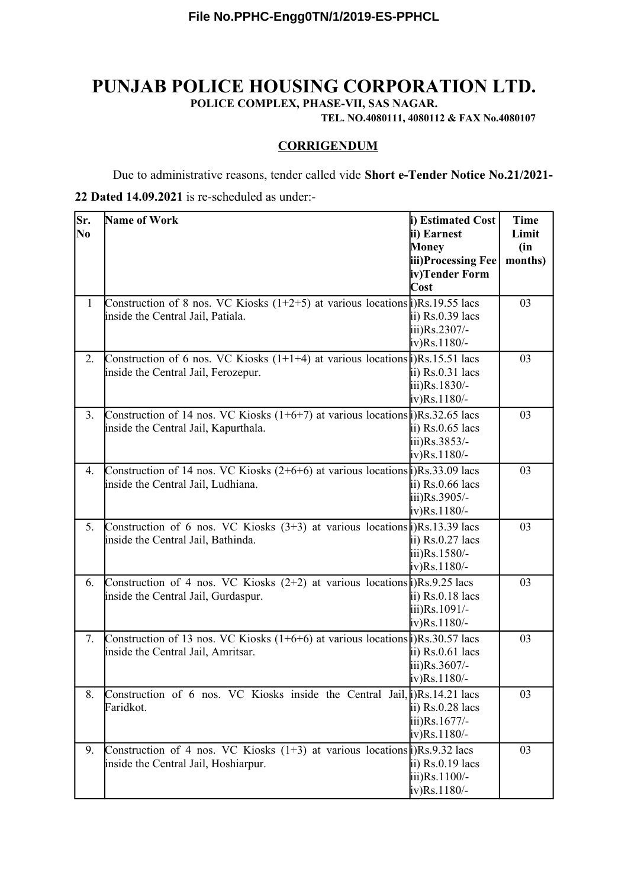File No.PPHC-Engg0TN/1/2019-ES-PPHCL

# PUNJAB POLICE HOUSING CORPORATION LTD.

**POLICE COMPLEX, PHASE-VII, SAS NAGAR.**

**TEL. NO.4080111, 4080112 & FAX No.4080107**

## CORRIGENDUM

Due to administrative reasons, tender called vide **Short e-Tender Notice No.21/2021-22 Dated 14.09.2021** is re-scheduled as under:-

| Sr. No | Name of Work | i) Estimated Cost ii) Earnest Money iii)Processing Fee iv)Tender Form Cost | Time Limit (in months) |
|---|---|---|---|
| 1 | Construction of 8 nos. VC Kiosks (1+2+5) at various locations inside the Central Jail, Patiala. | i)Rs.19.55 lacs ii) Rs.0.39 lacs iii)Rs.2307/- iv)Rs.1180/- | 03 |
| 2. | Construction of 6 nos. VC Kiosks (1+1+4) at various locations inside the Central Jail, Ferozepur. | i)Rs.15.51 lacs ii) Rs.0.31 lacs iii)Rs.1830/- iv)Rs.1180/- | 03 |
| 3. | Construction of 14 nos. VC Kiosks (1+6+7) at various locations inside the Central Jail, Kapurthala. | i)Rs.32.65 lacs ii) Rs.0.65 lacs iii)Rs.3853/- iv)Rs.1180/- | 03 |
| 4. | Construction of 14 nos. VC Kiosks (2+6+6) at various locations inside the Central Jail, Ludhiana. | i)Rs.33.09 lacs ii) Rs.0.66 lacs iii)Rs.3905/- iv)Rs.1180/- | 03 |
| 5. | Construction of 6 nos. VC Kiosks (3+3) at various locations inside the Central Jail, Bathinda. | i)Rs.13.39 lacs ii) Rs.0.27 lacs iii)Rs.1580/- iv)Rs.1180/- | 03 |
| 6. | Construction of 4 nos. VC Kiosks (2+2) at various locations inside the Central Jail, Gurdaspur. | i)Rs.9.25 lacs ii) Rs.0.18 lacs iii)Rs.1091/- iv)Rs.1180/- | 03 |
| 7. | Construction of 13 nos. VC Kiosks (1+6+6) at various locations inside the Central Jail, Amritsar. | i)Rs.30.57 lacs ii) Rs.0.61 lacs iii)Rs.3607/- iv)Rs.1180/- | 03 |
| 8. | Construction of 6 nos. VC Kiosks inside the Central Jail, Faridkot. | i)Rs.14.21 lacs ii) Rs.0.28 lacs iii)Rs.1677/- iv)Rs.1180/- | 03 |
| 9. | Construction of 4 nos. VC Kiosks (1+3) at various locations inside the Central Jail, Hoshiarpur. | i)Rs.9.32 lacs ii) Rs.0.19 lacs iii)Rs.1100/- iv)Rs.1180/- | 03 |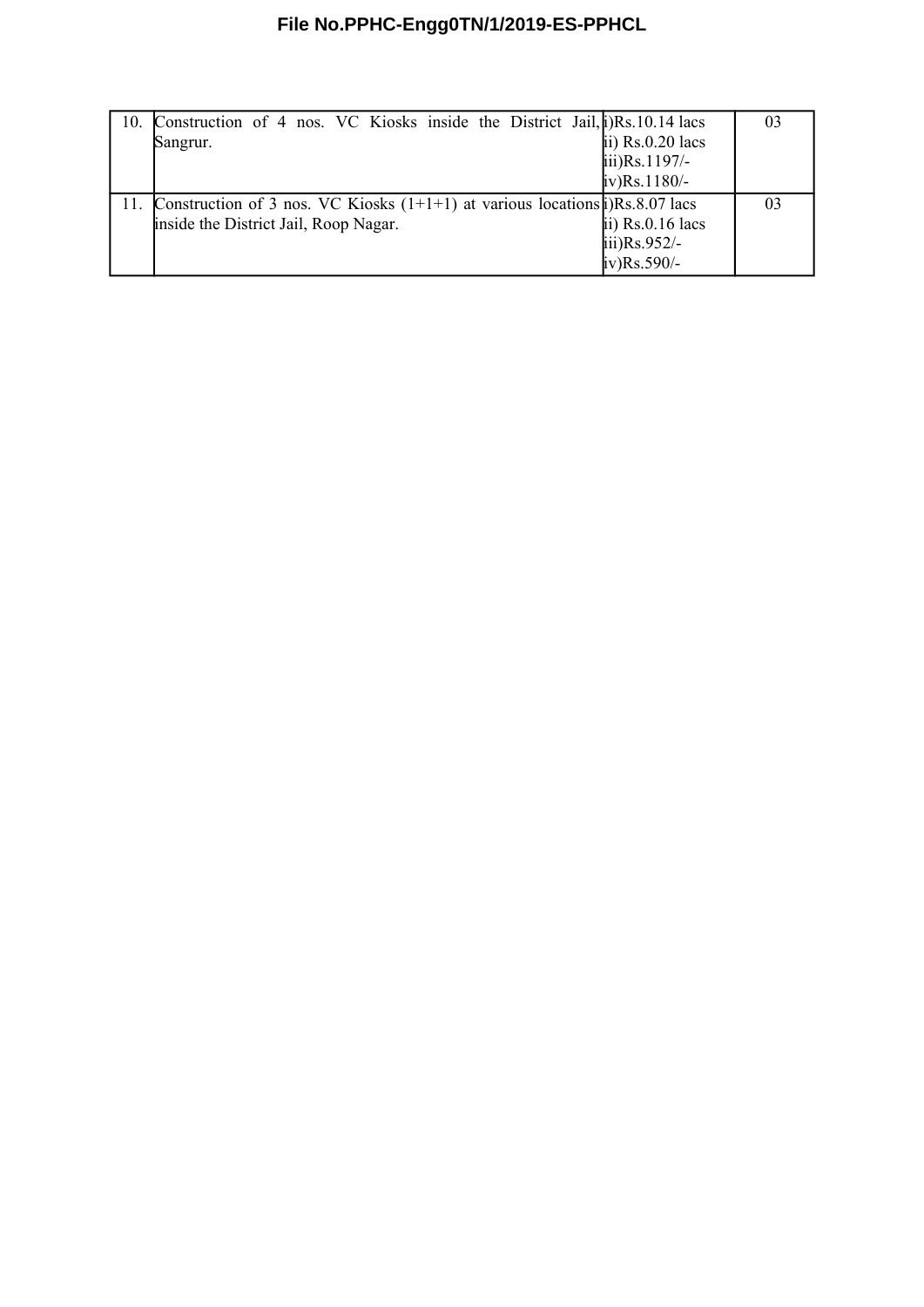| | | | |
|---|---|---|---|
| 10. | Construction of 4 nos. VC Kiosks inside the District Jail, Sangrur. | i)Rs.10.14 lacs<br>ii) Rs.0.20 lacs<br>iii)Rs.1197/-<br>iv)Rs.1180/- | 03 |
| 11. | Construction of 3 nos. VC Kiosks (1+1+1) at various locations inside the District Jail, Roop Nagar. | i)Rs.8.07 lacs<br>ii) Rs.0.16 lacs<br>iii)Rs.952/-<br>iv)Rs.590/- | 03 |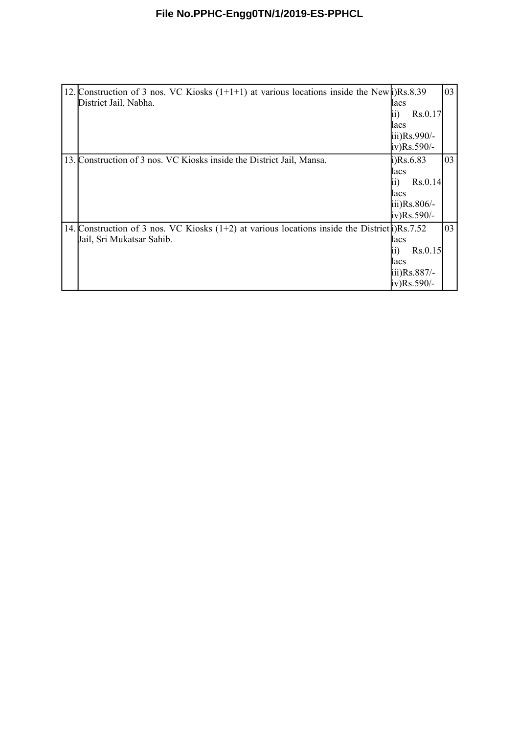| 12. | Construction of 3 nos. VC Kiosks (1+1+1) at various locations inside the New District Jail, Nabha. | i)Rs.8.39 lacs<br>ii) Rs.0.17 lacs<br>iii)Rs.990/-<br>iv)Rs.590/- | 03 |
|---|---|---|---|
| 13. | Construction of 3 nos. VC Kiosks inside the District Jail, Mansa. | i)Rs.6.83 lacs<br>ii) Rs.0.14 lacs<br>iii)Rs.806/-<br>iv)Rs.590/- | 03 |
| 14. | Construction of 3 nos. VC Kiosks (1+2) at various locations inside the District Jail, Sri Mukatsar Sahib. | i)Rs.7.52 lacs<br>ii) Rs.0.15 lacs<br>iii)Rs.887/-<br>iv)Rs.590/- | 03 |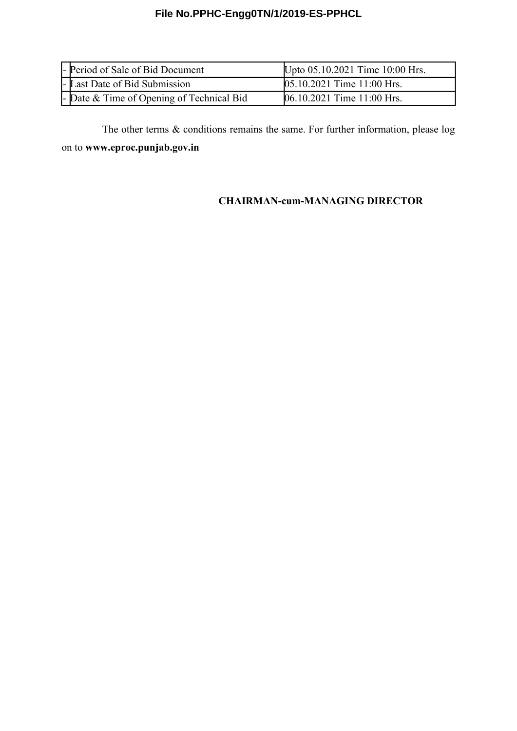| | | |
|---|---|---|
| - | Period of Sale of Bid Document | Upto 05.10.2021 Time 10:00 Hrs. |
| - | Last Date of Bid Submission | 05.10.2021 Time 11:00 Hrs. |
| - | Date & Time of Opening of Technical Bid | 06.10.2021 Time 11:00 Hrs. |

The other terms & conditions remains the same. For further information, please log on to **www.eproc.punjab.gov.in**

**CHAIRMAN-cum-MANAGING DIRECTOR**